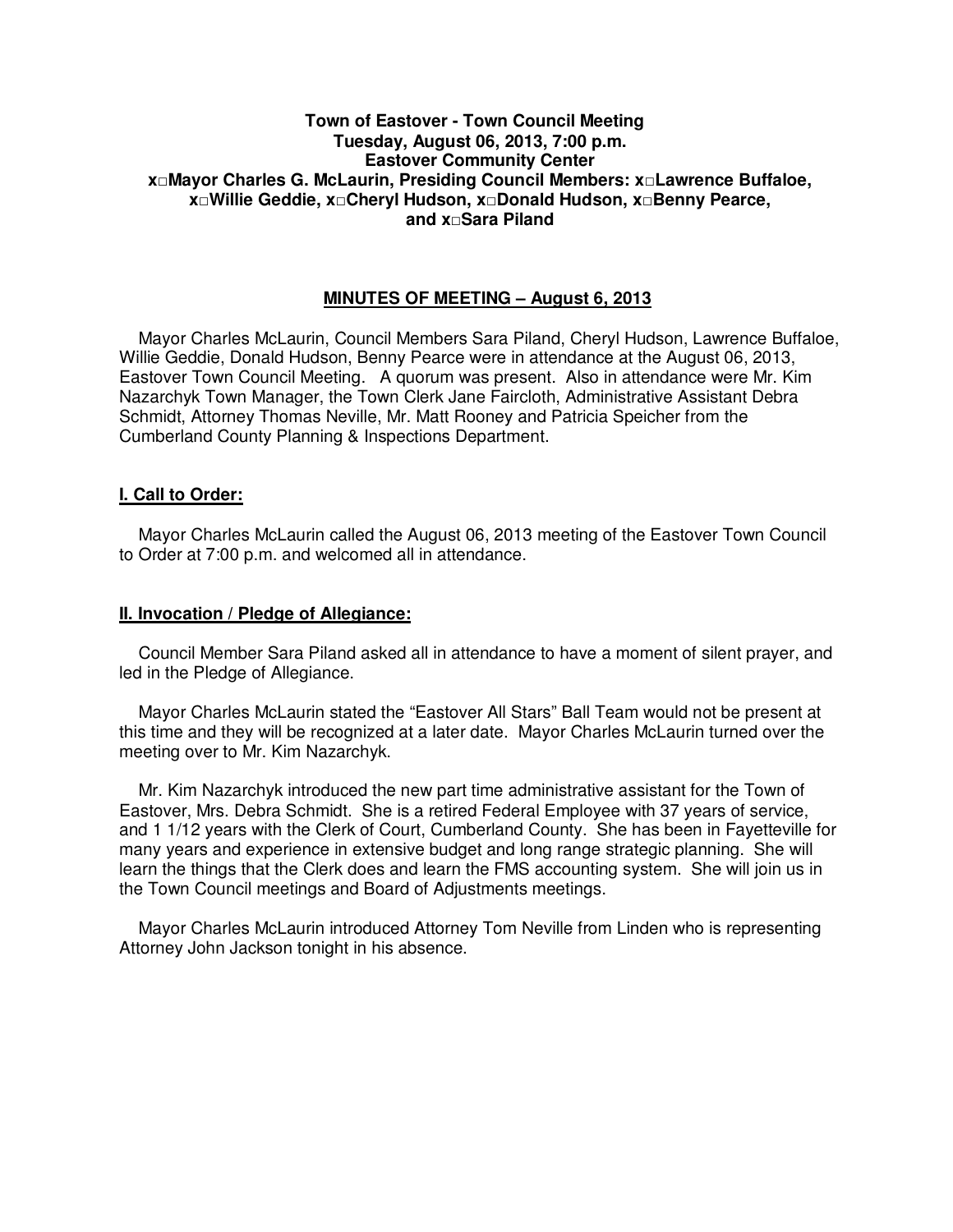**Town of Eastover - Town Council Meeting**
**Tuesday, August 06, 2013, 7:00 p.m.**
**Eastover Community Center**
**x□Mayor Charles G. McLaurin, Presiding Council Members: x□Lawrence Buffaloe, x□Willie Geddie, x□Cheryl Hudson, x□Donald Hudson, x□Benny Pearce, and x□Sara Piland**

## MINUTES OF MEETING – August 6, 2013

Mayor Charles McLaurin, Council Members Sara Piland, Cheryl Hudson, Lawrence Buffaloe, Willie Geddie, Donald Hudson, Benny Pearce were in attendance at the August 06, 2013, Eastover Town Council Meeting. A quorum was present. Also in attendance were Mr. Kim Nazarchyk Town Manager, the Town Clerk Jane Faircloth, Administrative Assistant Debra Schmidt, Attorney Thomas Neville, Mr. Matt Rooney and Patricia Speicher from the Cumberland County Planning & Inspections Department.

### I. Call to Order:

Mayor Charles McLaurin called the August 06, 2013 meeting of the Eastover Town Council to Order at 7:00 p.m. and welcomed all in attendance.

### II. Invocation / Pledge of Allegiance:

Council Member Sara Piland asked all in attendance to have a moment of silent prayer, and led in the Pledge of Allegiance.

Mayor Charles McLaurin stated the "Eastover All Stars" Ball Team would not be present at this time and they will be recognized at a later date. Mayor Charles McLaurin turned over the meeting over to Mr. Kim Nazarchyk.

Mr. Kim Nazarchyk introduced the new part time administrative assistant for the Town of Eastover, Mrs. Debra Schmidt. She is a retired Federal Employee with 37 years of service, and 1 1/12 years with the Clerk of Court, Cumberland County. She has been in Fayetteville for many years and experience in extensive budget and long range strategic planning. She will learn the things that the Clerk does and learn the FMS accounting system. She will join us in the Town Council meetings and Board of Adjustments meetings.

Mayor Charles McLaurin introduced Attorney Tom Neville from Linden who is representing Attorney John Jackson tonight in his absence.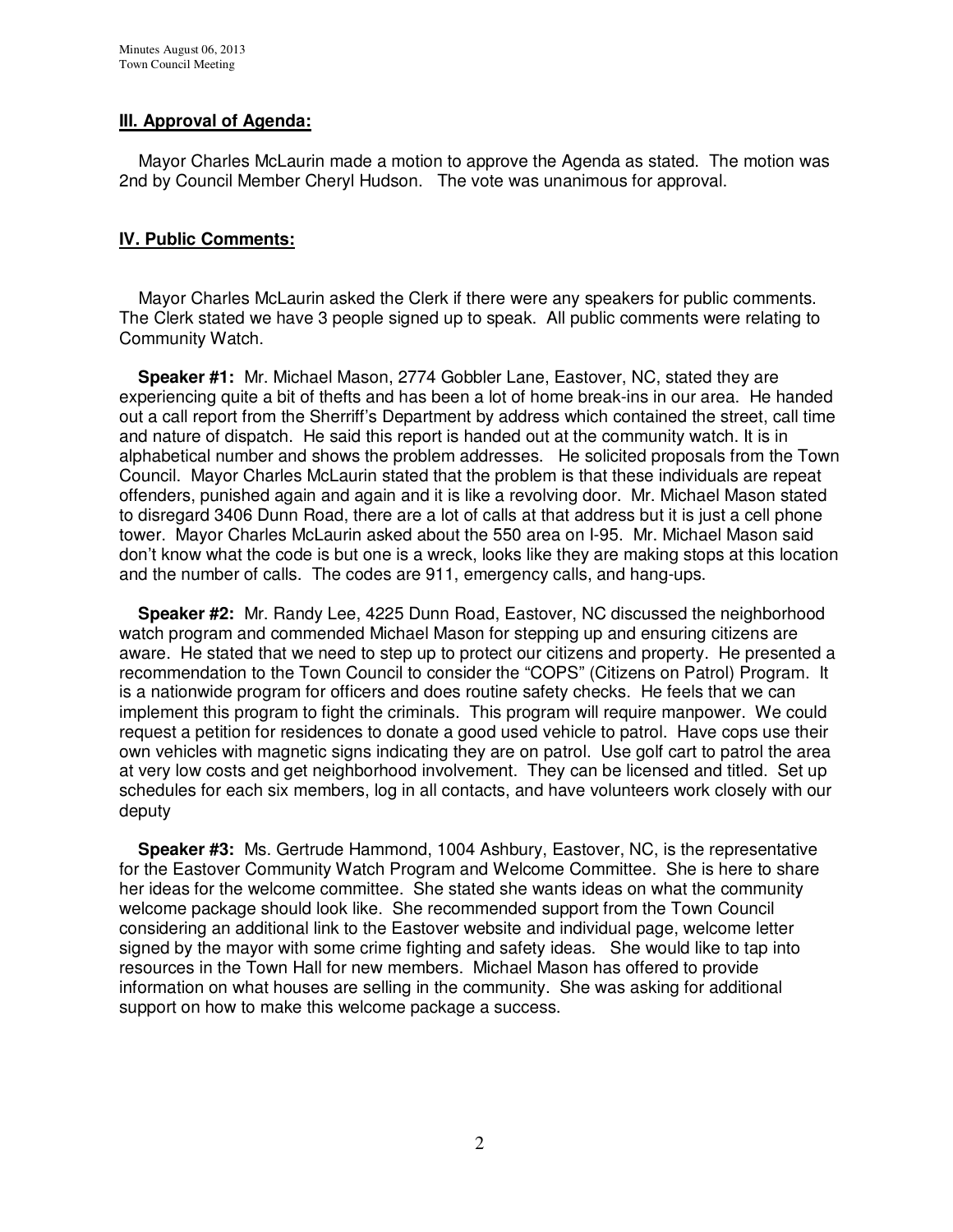**III. Approval of Agenda:**

Mayor Charles McLaurin made a motion to approve the Agenda as stated. The motion was 2nd by Council Member Cheryl Hudson. The vote was unanimous for approval.

**IV. Public Comments:**

Mayor Charles McLaurin asked the Clerk if there were any speakers for public comments. The Clerk stated we have 3 people signed up to speak. All public comments were relating to Community Watch.

**Speaker #1:** Mr. Michael Mason, 2774 Gobbler Lane, Eastover, NC, stated they are experiencing quite a bit of thefts and has been a lot of home break-ins in our area. He handed out a call report from the Sherriff's Department by address which contained the street, call time and nature of dispatch. He said this report is handed out at the community watch. It is in alphabetical number and shows the problem addresses. He solicited proposals from the Town Council. Mayor Charles McLaurin stated that the problem is that these individuals are repeat offenders, punished again and again and it is like a revolving door. Mr. Michael Mason stated to disregard 3406 Dunn Road, there are a lot of calls at that address but it is just a cell phone tower. Mayor Charles McLaurin asked about the 550 area on I-95. Mr. Michael Mason said don't know what the code is but one is a wreck, looks like they are making stops at this location and the number of calls. The codes are 911, emergency calls, and hang-ups.

**Speaker #2:** Mr. Randy Lee, 4225 Dunn Road, Eastover, NC discussed the neighborhood watch program and commended Michael Mason for stepping up and ensuring citizens are aware. He stated that we need to step up to protect our citizens and property. He presented a recommendation to the Town Council to consider the "COPS" (Citizens on Patrol) Program. It is a nationwide program for officers and does routine safety checks. He feels that we can implement this program to fight the criminals. This program will require manpower. We could request a petition for residences to donate a good used vehicle to patrol. Have cops use their own vehicles with magnetic signs indicating they are on patrol. Use golf cart to patrol the area at very low costs and get neighborhood involvement. They can be licensed and titled. Set up schedules for each six members, log in all contacts, and have volunteers work closely with our deputy

**Speaker #3:** Ms. Gertrude Hammond, 1004 Ashbury, Eastover, NC, is the representative for the Eastover Community Watch Program and Welcome Committee. She is here to share her ideas for the welcome committee. She stated she wants ideas on what the community welcome package should look like. She recommended support from the Town Council considering an additional link to the Eastover website and individual page, welcome letter signed by the mayor with some crime fighting and safety ideas. She would like to tap into resources in the Town Hall for new members. Michael Mason has offered to provide information on what houses are selling in the community. She was asking for additional support on how to make this welcome package a success.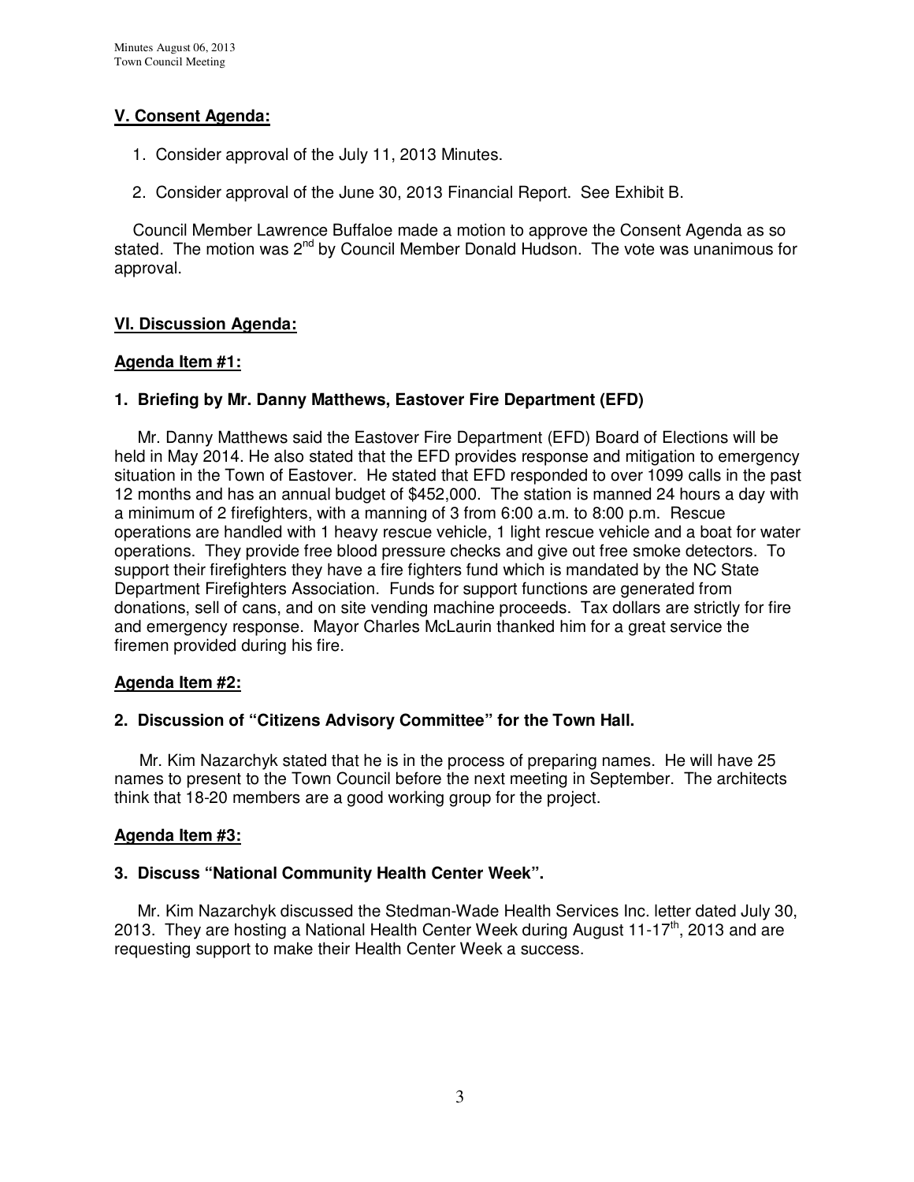## V. Consent Agenda:

1. Consider approval of the July 11, 2013 Minutes.

2. Consider approval of the June 30, 2013 Financial Report. See Exhibit B.

Council Member Lawrence Buffaloe made a motion to approve the Consent Agenda as so stated. The motion was 2nd by Council Member Donald Hudson. The vote was unanimous for approval.

## VI. Discussion Agenda:

### Agenda Item #1:

### 1. Briefing by Mr. Danny Matthews, Eastover Fire Department (EFD)

Mr. Danny Matthews said the Eastover Fire Department (EFD) Board of Elections will be held in May 2014. He also stated that the EFD provides response and mitigation to emergency situation in the Town of Eastover. He stated that EFD responded to over 1099 calls in the past 12 months and has an annual budget of $452,000. The station is manned 24 hours a day with a minimum of 2 firefighters, with a manning of 3 from 6:00 a.m. to 8:00 p.m. Rescue operations are handled with 1 heavy rescue vehicle, 1 light rescue vehicle and a boat for water operations. They provide free blood pressure checks and give out free smoke detectors. To support their firefighters they have a fire fighters fund which is mandated by the NC State Department Firefighters Association. Funds for support functions are generated from donations, sell of cans, and on site vending machine proceeds. Tax dollars are strictly for fire and emergency response. Mayor Charles McLaurin thanked him for a great service the firemen provided during his fire.

### Agenda Item #2:

### 2. Discussion of "Citizens Advisory Committee" for the Town Hall.

Mr. Kim Nazarchyk stated that he is in the process of preparing names. He will have 25 names to present to the Town Council before the next meeting in September. The architects think that 18-20 members are a good working group for the project.

### Agenda Item #3:

### 3. Discuss "National Community Health Center Week".

Mr. Kim Nazarchyk discussed the Stedman-Wade Health Services Inc. letter dated July 30, 2013. They are hosting a National Health Center Week during August 11-17th, 2013 and are requesting support to make their Health Center Week a success.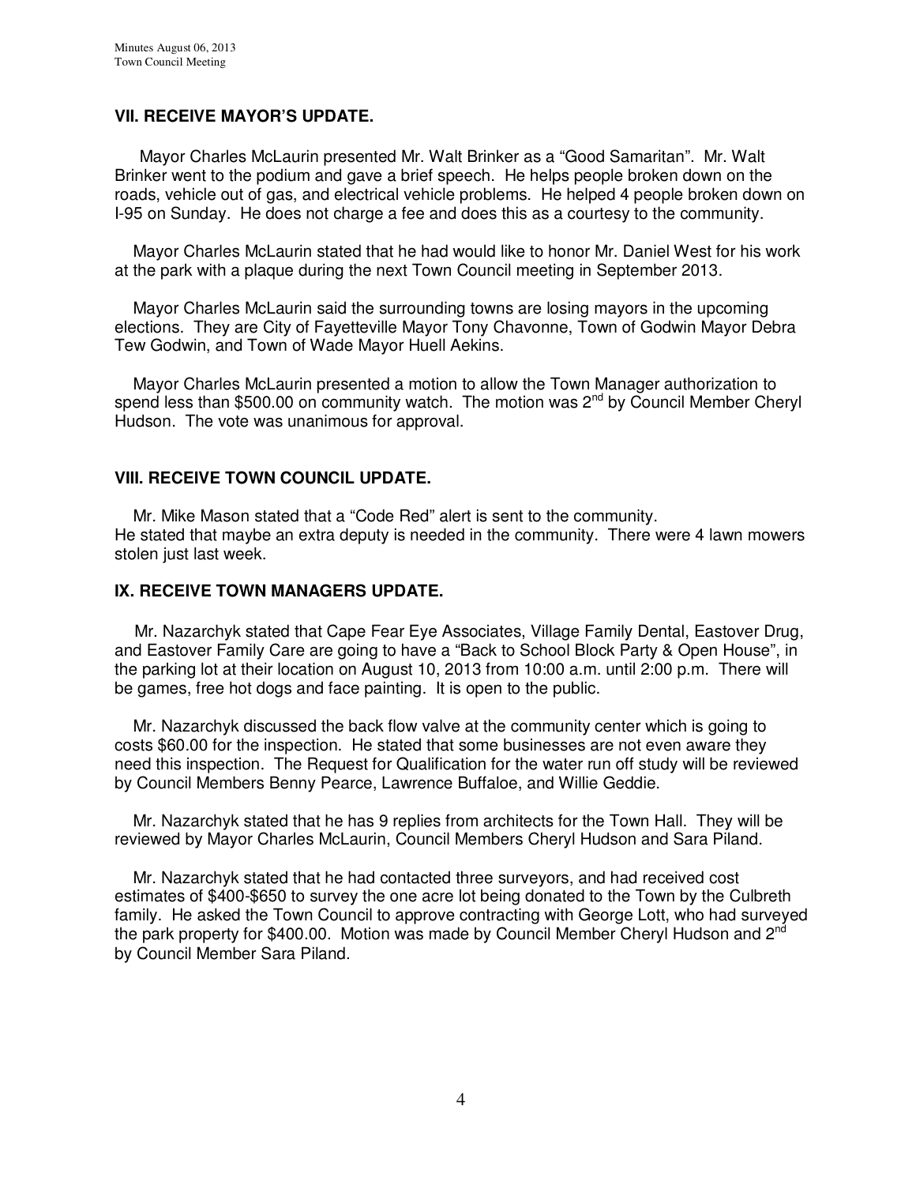## VII. RECEIVE MAYOR'S UPDATE.

Mayor Charles McLaurin presented Mr. Walt Brinker as a "Good Samaritan". Mr. Walt Brinker went to the podium and gave a brief speech. He helps people broken down on the roads, vehicle out of gas, and electrical vehicle problems. He helped 4 people broken down on I-95 on Sunday. He does not charge a fee and does this as a courtesy to the community.

Mayor Charles McLaurin stated that he had would like to honor Mr. Daniel West for his work at the park with a plaque during the next Town Council meeting in September 2013.

Mayor Charles McLaurin said the surrounding towns are losing mayors in the upcoming elections. They are City of Fayetteville Mayor Tony Chavonne, Town of Godwin Mayor Debra Tew Godwin, and Town of Wade Mayor Huell Aekins.

Mayor Charles McLaurin presented a motion to allow the Town Manager authorization to spend less than $500.00 on community watch. The motion was 2nd by Council Member Cheryl Hudson. The vote was unanimous for approval.

## VIII. RECEIVE TOWN COUNCIL UPDATE.

Mr. Mike Mason stated that a "Code Red" alert is sent to the community.
He stated that maybe an extra deputy is needed in the community. There were 4 lawn mowers stolen just last week.

## IX. RECEIVE TOWN MANAGERS UPDATE.

Mr. Nazarchyk stated that Cape Fear Eye Associates, Village Family Dental, Eastover Drug, and Eastover Family Care are going to have a "Back to School Block Party & Open House", in the parking lot at their location on August 10, 2013 from 10:00 a.m. until 2:00 p.m. There will be games, free hot dogs and face painting. It is open to the public.

Mr. Nazarchyk discussed the back flow valve at the community center which is going to costs $60.00 for the inspection. He stated that some businesses are not even aware they need this inspection. The Request for Qualification for the water run off study will be reviewed by Council Members Benny Pearce, Lawrence Buffaloe, and Willie Geddie.

Mr. Nazarchyk stated that he has 9 replies from architects for the Town Hall. They will be reviewed by Mayor Charles McLaurin, Council Members Cheryl Hudson and Sara Piland.

Mr. Nazarchyk stated that he had contacted three surveyors, and had received cost estimates of $400-$650 to survey the one acre lot being donated to the Town by the Culbreth family. He asked the Town Council to approve contracting with George Lott, who had surveyed the park property for $400.00. Motion was made by Council Member Cheryl Hudson and 2nd by Council Member Sara Piland.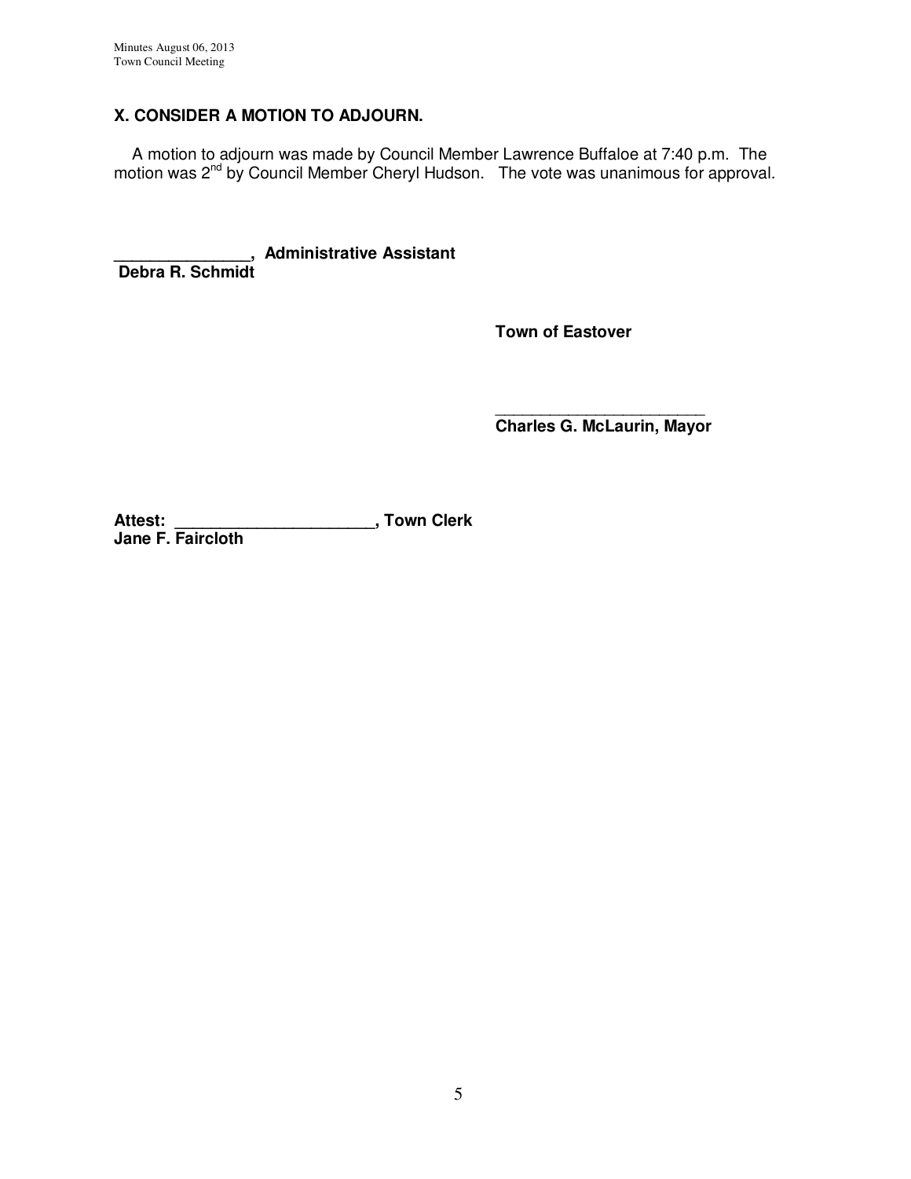## X. CONSIDER A MOTION TO ADJOURN.

A motion to adjourn was made by Council Member Lawrence Buffaloe at 7:40 p.m. The motion was 2nd by Council Member Cheryl Hudson. The vote was unanimous for approval.

**_______________, Administrative Assistant**
**Debra R. Schmidt**

**Town of Eastover**

**________________________**
**Charles G. McLaurin, Mayor**

**Attest: ______________________, Town Clerk**
**Jane F. Faircloth**